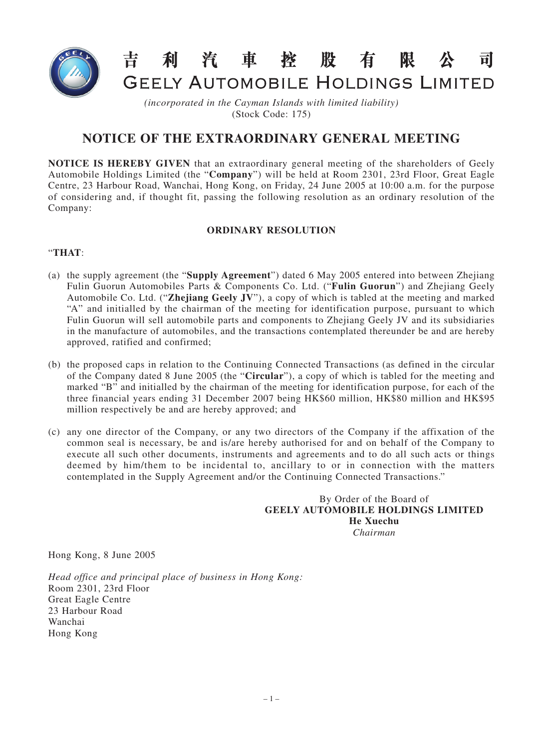# 吉利汽車控股有限公司
# GEELY AUTOMOBILE HOLDINGS LIMITED

*(incorporated in the Cayman Islands with limited liability)*
(Stock Code: 175)

## NOTICE OF THE EXTRAORDINARY GENERAL MEETING

**NOTICE IS HEREBY GIVEN** that an extraordinary general meeting of the shareholders of Geely Automobile Holdings Limited (the "**Company**") will be held at Room 2301, 23rd Floor, Great Eagle Centre, 23 Harbour Road, Wanchai, Hong Kong, on Friday, 24 June 2005 at 10:00 a.m. for the purpose of considering and, if thought fit, passing the following resolution as an ordinary resolution of the Company:

### ORDINARY RESOLUTION

"**THAT**:

(a) the supply agreement (the "**Supply Agreement**") dated 6 May 2005 entered into between Zhejiang Fulin Guorun Automobiles Parts & Components Co. Ltd. ("**Fulin Guorun**") and Zhejiang Geely Automobile Co. Ltd. ("**Zhejiang Geely JV**"), a copy of which is tabled at the meeting and marked "A" and initialled by the chairman of the meeting for identification purpose, pursuant to which Fulin Guorun will sell automobile parts and components to Zhejiang Geely JV and its subsidiaries in the manufacture of automobiles, and the transactions contemplated thereunder be and are hereby approved, ratified and confirmed;

(b) the proposed caps in relation to the Continuing Connected Transactions (as defined in the circular of the Company dated 8 June 2005 (the "**Circular**"), a copy of which is tabled for the meeting and marked "B" and initialled by the chairman of the meeting for identification purpose, for each of the three financial years ending 31 December 2007 being HK$60 million, HK$80 million and HK$95 million respectively be and are hereby approved; and

(c) any one director of the Company, or any two directors of the Company if the affixation of the common seal is necessary, be and is/are hereby authorised for and on behalf of the Company to execute all such other documents, instruments and agreements and to do all such acts or things deemed by him/them to be incidental to, ancillary to or in connection with the matters contemplated in the Supply Agreement and/or the Continuing Connected Transactions."

By Order of the Board of
**GEELY AUTOMOBILE HOLDINGS LIMITED**
**He Xuechu**
*Chairman*

Hong Kong, 8 June 2005

*Head office and principal place of business in Hong Kong:*
Room 2301, 23rd Floor
Great Eagle Centre
23 Harbour Road
Wanchai
Hong Kong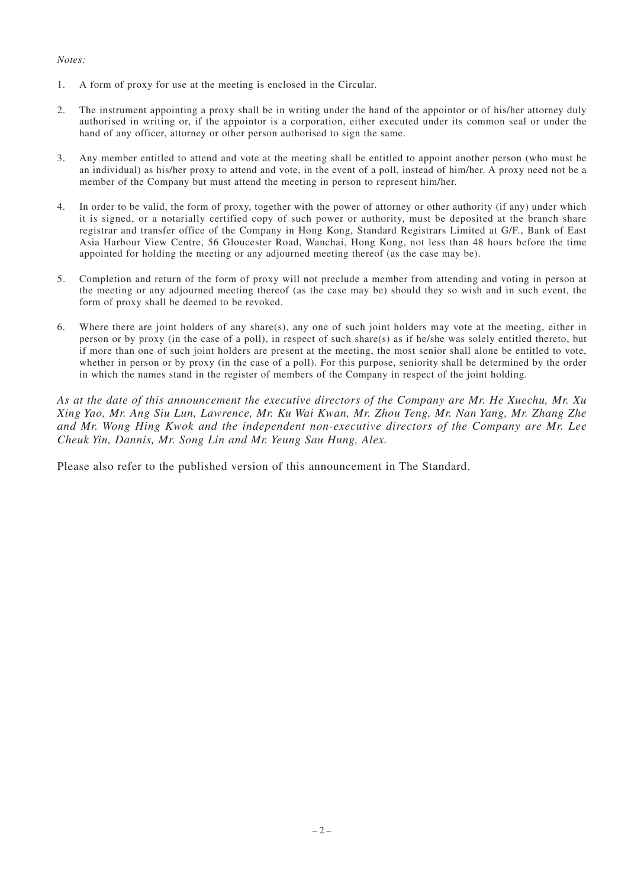*Notes:*

1. A form of proxy for use at the meeting is enclosed in the Circular.

2. The instrument appointing a proxy shall be in writing under the hand of the appointor or of his/her attorney duly authorised in writing or, if the appointor is a corporation, either executed under its common seal or under the hand of any officer, attorney or other person authorised to sign the same.

3. Any member entitled to attend and vote at the meeting shall be entitled to appoint another person (who must be an individual) as his/her proxy to attend and vote, in the event of a poll, instead of him/her. A proxy need not be a member of the Company but must attend the meeting in person to represent him/her.

4. In order to be valid, the form of proxy, together with the power of attorney or other authority (if any) under which it is signed, or a notarially certified copy of such power or authority, must be deposited at the branch share registrar and transfer office of the Company in Hong Kong, Standard Registrars Limited at G/F., Bank of East Asia Harbour View Centre, 56 Gloucester Road, Wanchai, Hong Kong, not less than 48 hours before the time appointed for holding the meeting or any adjourned meeting thereof (as the case may be).

5. Completion and return of the form of proxy will not preclude a member from attending and voting in person at the meeting or any adjourned meeting thereof (as the case may be) should they so wish and in such event, the form of proxy shall be deemed to be revoked.

6. Where there are joint holders of any share(s), any one of such joint holders may vote at the meeting, either in person or by proxy (in the case of a poll), in respect of such share(s) as if he/she was solely entitled thereto, but if more than one of such joint holders are present at the meeting, the most senior shall alone be entitled to vote, whether in person or by proxy (in the case of a poll). For this purpose, seniority shall be determined by the order in which the names stand in the register of members of the Company in respect of the joint holding.

*As at the date of this announcement the executive directors of the Company are Mr. He Xuechu, Mr. Xu Xing Yao, Mr. Ang Siu Lun, Lawrence, Mr. Ku Wai Kwan, Mr. Zhou Teng, Mr. Nan Yang, Mr. Zhang Zhe and Mr. Wong Hing Kwok and the independent non-executive directors of the Company are Mr. Lee Cheuk Yin, Dannis, Mr. Song Lin and Mr. Yeung Sau Hung, Alex.*

Please also refer to the published version of this announcement in The Standard.